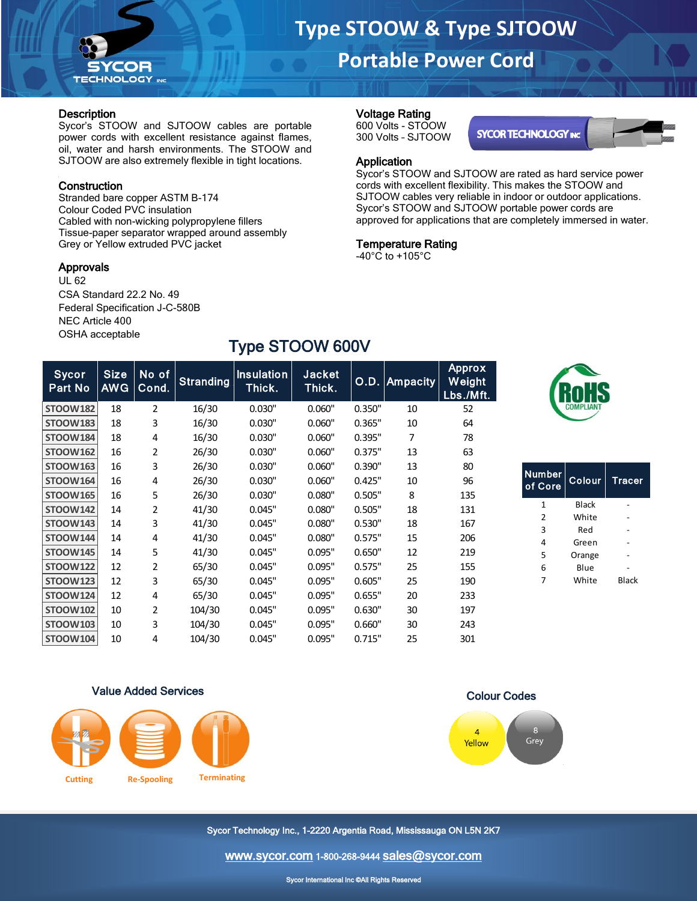# Type STOOW & Type SJTOOW Portable Power Cord

## Description

Sycor's STOOW and SJTOOW cables are portable power cords with excellent resistance against flames, oil, water and harsh environments. The STOOW and SJTOOW are also extremely flexible in tight locations.

## Construction

Stranded bare copper ASTM B-174
Colour Coded PVC insulation
Cabled with non-wicking polypropylene fillers
Tissue-paper separator wrapped around assembly
Grey or Yellow extruded PVC jacket

## Approvals

UL 62
CSA Standard 22.2 No. 49
Federal Specification J-C-580B
NEC Article 400
OSHA acceptable

## Voltage Rating

600 Volts - STOOW
300 Volts - SJTOOW

## Application

Sycor's STOOW and SJTOOW are rated as hard service power cords with excellent flexibility. This makes the STOOW and SJTOOW cables very reliable in indoor or outdoor applications. Sycor's STOOW and SJTOOW portable power cords are approved for applications that are completely immersed in water.

## Temperature Rating

-40°C to +105°C

## Type STOOW 600V

| Sycor Part No | Size AWG | No of Cond. | Stranding | Insulation Thick. | Jacket Thick. | O.D. | Ampacity | Approx Weight Lbs./Mft. |
|---|---|---|---|---|---|---|---|---|
| STOOW182 | 18 | 2 | 16/30 | 0.030" | 0.060" | 0.350" | 10 | 52 |
| STOOW183 | 18 | 3 | 16/30 | 0.030" | 0.060" | 0.365" | 10 | 64 |
| STOOW184 | 18 | 4 | 16/30 | 0.030" | 0.060" | 0.395" | 7 | 78 |
| STOOW162 | 16 | 2 | 26/30 | 0.030" | 0.060" | 0.375" | 13 | 63 |
| STOOW163 | 16 | 3 | 26/30 | 0.030" | 0.060" | 0.390" | 13 | 80 |
| STOOW164 | 16 | 4 | 26/30 | 0.030" | 0.060" | 0.425" | 10 | 96 |
| STOOW165 | 16 | 5 | 26/30 | 0.030" | 0.080" | 0.505" | 8 | 135 |
| STOOW142 | 14 | 2 | 41/30 | 0.045" | 0.080" | 0.505" | 18 | 131 |
| STOOW143 | 14 | 3 | 41/30 | 0.045" | 0.080" | 0.530" | 18 | 167 |
| STOOW144 | 14 | 4 | 41/30 | 0.045" | 0.080" | 0.575" | 15 | 206 |
| STOOW145 | 14 | 5 | 41/30 | 0.045" | 0.095" | 0.650" | 12 | 219 |
| STOOW122 | 12 | 2 | 65/30 | 0.045" | 0.095" | 0.575" | 25 | 155 |
| STOOW123 | 12 | 3 | 65/30 | 0.045" | 0.095" | 0.605" | 25 | 190 |
| STOOW124 | 12 | 4 | 65/30 | 0.045" | 0.095" | 0.655" | 20 | 233 |
| STOOW102 | 10 | 2 | 104/30 | 0.045" | 0.095" | 0.630" | 30 | 197 |
| STOOW103 | 10 | 3 | 104/30 | 0.045" | 0.095" | 0.660" | 30 | 243 |
| STOOW104 | 10 | 4 | 104/30 | 0.045" | 0.095" | 0.715" | 25 | 301 |

RoHS COMPLIANT

| Number of Core | Colour | Tracer |
|---|---|---|
| 1 | Black | - |
| 2 | White | - |
| 3 | Red | - |
| 4 | Green | - |
| 5 | Orange | - |
| 6 | Blue | - |
| 7 | White | Black |

## Value Added Services

Cutting
Re-Spooling
Terminating

## Colour Codes

4 Yellow
8 Grey

Sycor Technology Inc., 1-2220 Argentia Road, Mississauga ON L5N 2K7

www.sycor.com 1-800-268-9444 sales@sycor.com

Sycor International Inc ©All Rights Reserved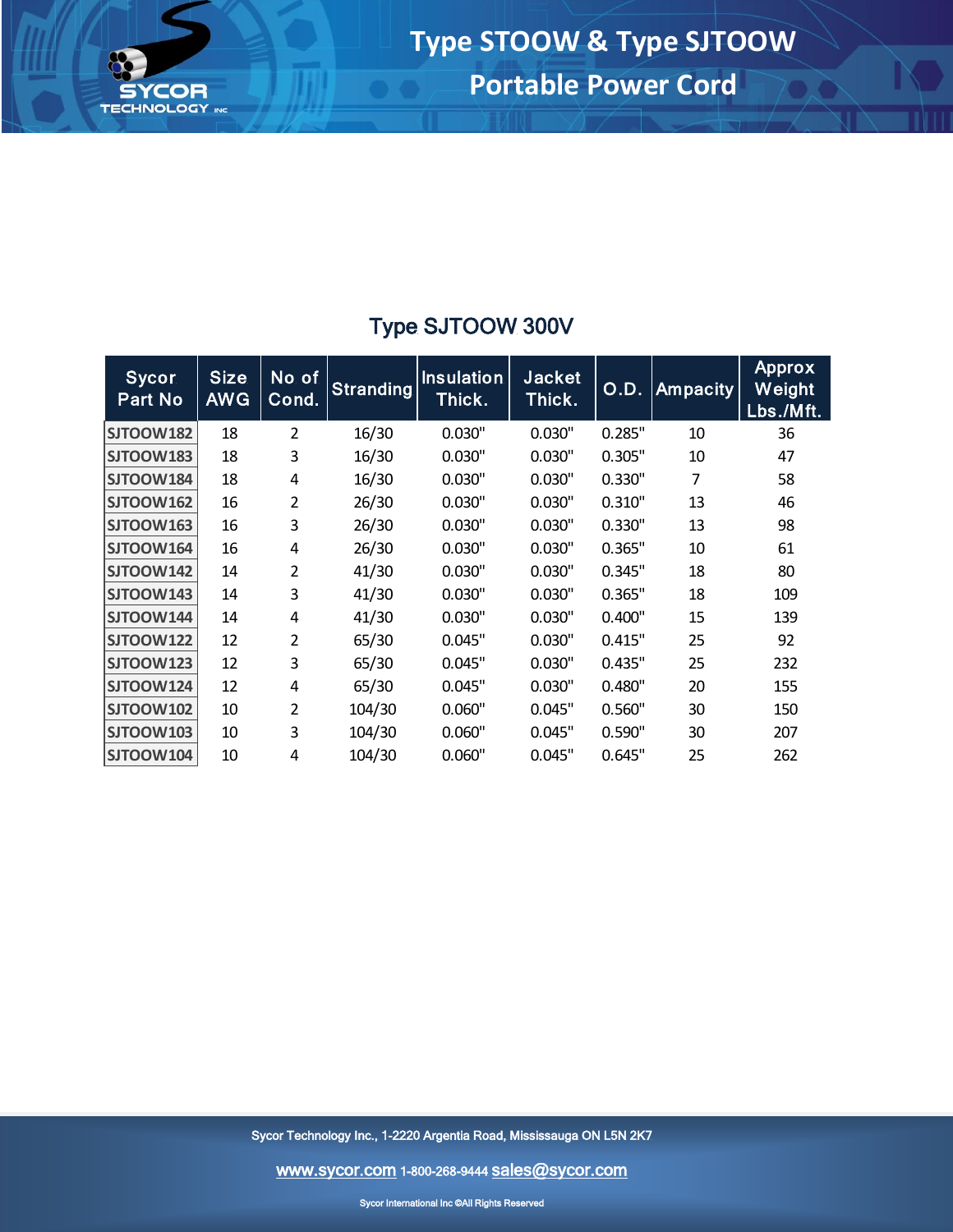# Type STOOW & Type SJTOOW Portable Power Cord

## Type SJTOOW 300V

| Sycor Part No | Size AWG | No of Cond. | Stranding | Insulation Thick. | Jacket Thick. | O.D. | Ampacity | Approx Weight Lbs./Mft. |
|---|---|---|---|---|---|---|---|---|
| SJTOOW182 | 18 | 2 | 16/30 | 0.030" | 0.030" | 0.285" | 10 | 36 |
| SJTOOW183 | 18 | 3 | 16/30 | 0.030" | 0.030" | 0.305" | 10 | 47 |
| SJTOOW184 | 18 | 4 | 16/30 | 0.030" | 0.030" | 0.330" | 7 | 58 |
| SJTOOW162 | 16 | 2 | 26/30 | 0.030" | 0.030" | 0.310" | 13 | 46 |
| SJTOOW163 | 16 | 3 | 26/30 | 0.030" | 0.030" | 0.330" | 13 | 98 |
| SJTOOW164 | 16 | 4 | 26/30 | 0.030" | 0.030" | 0.365" | 10 | 61 |
| SJTOOW142 | 14 | 2 | 41/30 | 0.030" | 0.030" | 0.345" | 18 | 80 |
| SJTOOW143 | 14 | 3 | 41/30 | 0.030" | 0.030" | 0.365" | 18 | 109 |
| SJTOOW144 | 14 | 4 | 41/30 | 0.030" | 0.030" | 0.400" | 15 | 139 |
| SJTOOW122 | 12 | 2 | 65/30 | 0.045" | 0.030" | 0.415" | 25 | 92 |
| SJTOOW123 | 12 | 3 | 65/30 | 0.045" | 0.030" | 0.435" | 25 | 232 |
| SJTOOW124 | 12 | 4 | 65/30 | 0.045" | 0.030" | 0.480" | 20 | 155 |
| SJTOOW102 | 10 | 2 | 104/30 | 0.060" | 0.045" | 0.560" | 30 | 150 |
| SJTOOW103 | 10 | 3 | 104/30 | 0.060" | 0.045" | 0.590" | 30 | 207 |
| SJTOOW104 | 10 | 4 | 104/30 | 0.060" | 0.045" | 0.645" | 25 | 262 |

Sycor Technology Inc., 1-2220 Argentia Road, Mississauga ON L5N 2K7

www.sycor.com 1-800-268-9444 sales@sycor.com

Sycor International Inc ©All Rights Reserved